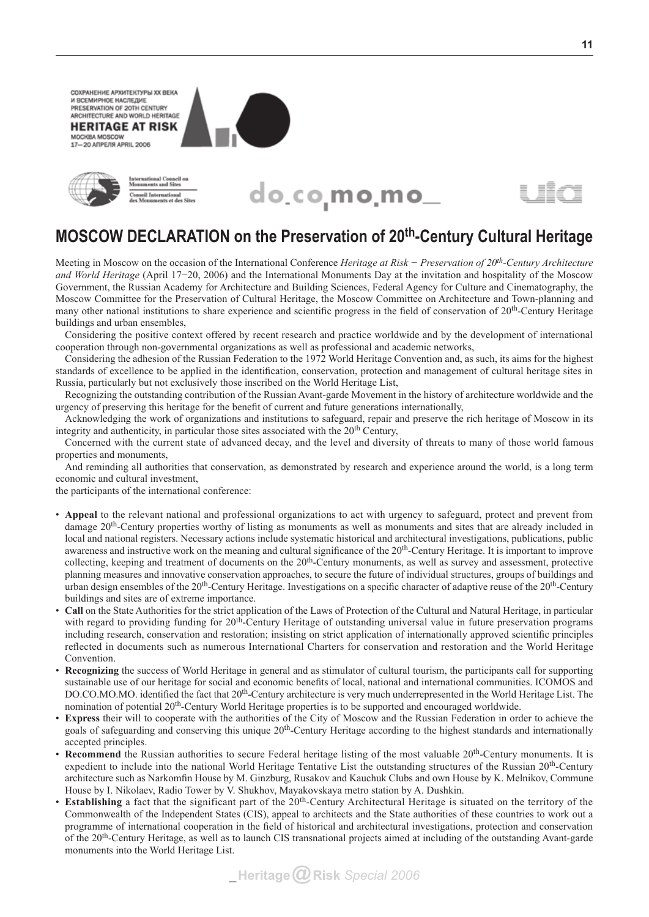СОХРАНЕНИЕ АРХИТЕКТУРЫ XX ВЕКА
И ВСЕМИРНОЕ НАСЛЕДИЕ
PRESERVATION OF 20TH CENTURY
ARCHITECTURE AND WORLD HERITAGE
**HERITAGE AT RISK**
МОСКВА MOSCOW
17—20 АПРЕЛЯ APRIL 2006

International Council on Monuments and Sites
Conseil International des Monuments et des Sites

do_co_mo_mo_

uia

# MOSCOW DECLARATION on the Preservation of 20th-Century Cultural Heritage

Meeting in Moscow on the occasion of the International Conference *Heritage at Risk − Preservation of 20th-Century Architecture and World Heritage* (April 17−20, 2006) and the International Monuments Day at the invitation and hospitality of the Moscow Government, the Russian Academy for Architecture and Building Sciences, Federal Agency for Culture and Cinematography, the Moscow Committee for the Preservation of Cultural Heritage, the Moscow Committee on Architecture and Town-planning and many other national institutions to share experience and scientific progress in the field of conservation of 20th-Century Heritage buildings and urban ensembles,

Considering the positive context offered by recent research and practice worldwide and by the development of international cooperation through non-governmental organizations as well as professional and academic networks,

Considering the adhesion of the Russian Federation to the 1972 World Heritage Convention and, as such, its aims for the highest standards of excellence to be applied in the identification, conservation, protection and management of cultural heritage sites in Russia, particularly but not exclusively those inscribed on the World Heritage List,

Recognizing the outstanding contribution of the Russian Avant-garde Movement in the history of architecture worldwide and the urgency of preserving this heritage for the benefit of current and future generations internationally,

Acknowledging the work of organizations and institutions to safeguard, repair and preserve the rich heritage of Moscow in its integrity and authenticity, in particular those sites associated with the 20th Century,

Concerned with the current state of advanced decay, and the level and diversity of threats to many of those world famous properties and monuments,

And reminding all authorities that conservation, as demonstrated by research and experience around the world, is a long term economic and cultural investment,

the participants of the international conference:

- **Appeal** to the relevant national and professional organizations to act with urgency to safeguard, protect and prevent from damage 20th-Century properties worthy of listing as monuments as well as monuments and sites that are already included in local and national registers. Necessary actions include systematic historical and architectural investigations, publications, public awareness and instructive work on the meaning and cultural significance of the 20th-Century Heritage. It is important to improve collecting, keeping and treatment of documents on the 20th-Century monuments, as well as survey and assessment, protective planning measures and innovative conservation approaches, to secure the future of individual structures, groups of buildings and urban design ensembles of the 20th-Century Heritage. Investigations on a specific character of adaptive reuse of the 20th-Century buildings and sites are of extreme importance.
- **Call** on the State Authorities for the strict application of the Laws of Protection of the Cultural and Natural Heritage, in particular with regard to providing funding for 20th-Century Heritage of outstanding universal value in future preservation programs including research, conservation and restoration; insisting on strict application of internationally approved scientific principles reflected in documents such as numerous International Charters for conservation and restoration and the World Heritage Convention.
- **Recognizing** the success of World Heritage in general and as stimulator of cultural tourism, the participants call for supporting sustainable use of our heritage for social and economic benefits of local, national and international communities. ICOMOS and DO.CO.MO.MO. identified the fact that 20th-Century architecture is very much underrepresented in the World Heritage List. The nomination of potential 20th-Century World Heritage properties is to be supported and encouraged worldwide.
- **Express** their will to cooperate with the authorities of the City of Moscow and the Russian Federation in order to achieve the goals of safeguarding and conserving this unique 20th-Century Heritage according to the highest standards and internationally accepted principles.
- **Recommend** the Russian authorities to secure Federal heritage listing of the most valuable 20th-Century monuments. It is expedient to include into the national World Heritage Tentative List the outstanding structures of the Russian 20th-Century architecture such as Narkomfin House by M. Ginzburg, Rusakov and Kauchuk Clubs and own House by K. Melnikov, Commune House by I. Nikolaev, Radio Tower by V. Shukhov, Mayakovskaya metro station by A. Dushkin.
- **Establishing** a fact that the significant part of the 20th-Century Architectural Heritage is situated on the territory of the Commonwealth of the Independent States (CIS), appeal to architects and the State authorities of these countries to work out a programme of international cooperation in the field of historical and architectural investigations, protection and conservation of the 20th-Century Heritage, as well as to launch CIS transnational projects aimed at including of the outstanding Avant-garde monuments into the World Heritage List.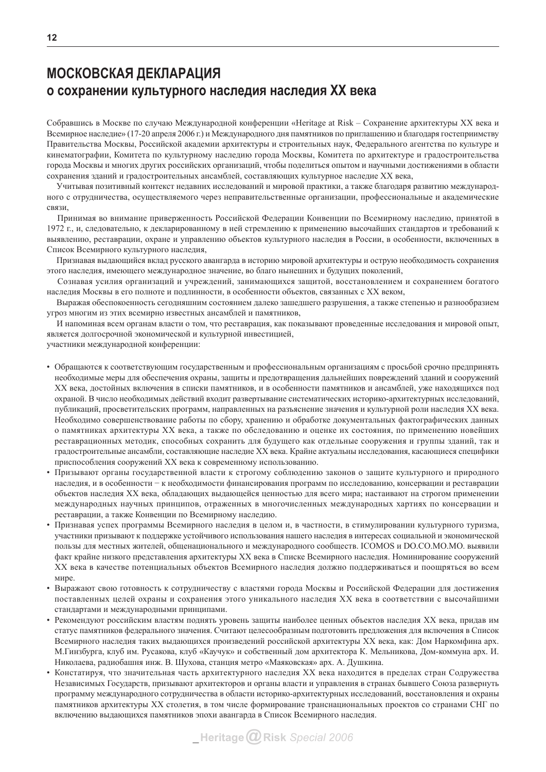# МОСКОВСКАЯ ДЕКЛАРАЦИЯ
## о сохранении культурного наследия наследия XX века

Собравшись в Москве по случаю Международной конференции «Heritage at Risk – Сохранение архитектуры XX века и Всемирное наследие» (17-20 апреля 2006 г.) и Международного дня памятников по приглашению и благодаря гостеприимству Правительства Москвы, Российской академии архитектуры и строительных наук, Федерального агентства по культуре и кинематографии, Комитета по культурному наследию города Москвы, Комитета по архитектуре и градостроительства города Москвы и многих других российских организаций, чтобы поделиться опытом и научными достижениями в области сохранения зданий и градостроительных ансамблей, составляющих культурное наследие XX века,

Учитывая позитивный контекст недавних исследований и мировой практики, а также благодаря развитию международного с отрудничества, осуществляемого через неправительственные организации, профессиональные и академические связи,

Принимая во внимание приверженность Российской Федерации Конвенции по Всемирному наследию, принятой в 1972 г., и, следовательно, к декларированному в ней стремлению к применению высочайших стандартов и требований к выявлению, реставрации, охране и управлению объектов культурного наследия в России, в особенности, включенных в Список Всемирного культурного наследия,

Признавая выдающийся вклад русского авангарда в историю мировой архитектуры и острую необходимость сохранения этого наследия, имеющего международное значение, во благо нынешних и будущих поколений,

Сознавая усилия организаций и учреждений, занимающихся защитой, восстановлением и сохранением богатого наследия Москвы в его полноте и подлинности, в особенности объектов, связанных с XX веком,

Выражая обеспокоенность сегодняшним состоянием далеко зашедшего разрушения, а также степенью и разнообразием угроз многим из этих всемирно известных ансамблей и памятников,

И напоминая всем органам власти о том, что реставрация, как показывают проведенные исследования и мировой опыт, является долгосрочной экономической и культурной инвестицией,
участники международной конференции:

- Обращаются к соответствующим государственным и профессиональным организациям с просьбой срочно предпринять необходимые меры для обеспечения охраны, защиты и предотвращения дальнейших повреждений зданий и сооружений XX века, достойных включения в списки памятников, и в особенности памятников и ансамблей, уже находящихся под охраной. В число необходимых действий входит развертывание систематических историко-архитектурных исследований, публикаций, просветительских программ, направленных на разъяснение значения и культурной роли наследия XX века. Необходимо совершенствование работы по сбору, хранению и обработке документальных фактографических данных о памятниках архитектуры XX века, а также по обследованию и оценке их состояния, по применению новейших реставрационных методик, способных сохранить для будущего как отдельные сооружения и группы зданий, так и градостроительные ансамбли, составляющие наследие XX века. Крайне актуальны исследования, касающиеся специфики приспособления сооружений XX века к современному использованию.
- Призывают органы государственной власти к строгому соблюдению законов о защите культурного и природного наследия, и в особенности − к необходимости финансирования программ по исследованию, консервации и реставрации объектов наследия XX века, обладающих выдающейся ценностью для всего мира; настаивают на строгом применении международных научных принципов, отраженных в многочисленных международных хартиях по консервации и реставрации, а также Конвенции по Всемирному наследию.
- Признавая успех программы Всемирного наследия в целом и, в частности, в стимулировании культурного туризма, участники призывают к поддержке устойчивого использования нашего наследия в интересах социальной и экономической пользы для местных жителей, общенационального и международного сообществ. ICOMOS и DO.CO.MO.MO. выявили факт крайне низкого представления архитектуры XX века в Списке Всемирного наследия. Номинирование сооружений XX века в качестве потенциальных объектов Всемирного наследия должно поддерживаться и поощряться во всем мире.
- Выражают свою готовность к сотрудничеству с властями города Москвы и Российской Федерации для достижения поставленных целей охраны и сохранения этого уникального наследия XX века в соответствии с высочайшими стандартами и международными принципами.
- Рекомендуют российским властям поднять уровень защиты наиболее ценных объектов наследия XX века, придав им статус памятников федерального значения. Считают целесообразным подготовить предложения для включения в Список Всемирного наследия таких выдающихся произведений российской архитектуры XX века, как: Дом Наркомфина арх. М.Гинзбурга, клуб им. Русакова, клуб «Каучук» и собственный дом архитектора К. Мельникова, Дом-коммуна арх. И. Николаева, радиобашня инж. В. Шухова, станция метро «Маяковская» арх. А. Душкина.
- Констатируя, что значительная часть архитектурного наследия XX века находится в пределах стран Содружества Независимых Государств, призывают архитекторов и органы власти и управления в странах бывшего Союза развернуть программу международного сотрудничества в области историко-архитектурных исследований, восстановления и охраны памятников архитектуры XX столетия, в том числе формирование транснациональных проектов со странами СНГ по включению выдающихся памятников эпохи авангарда в Список Всемирного наследия.